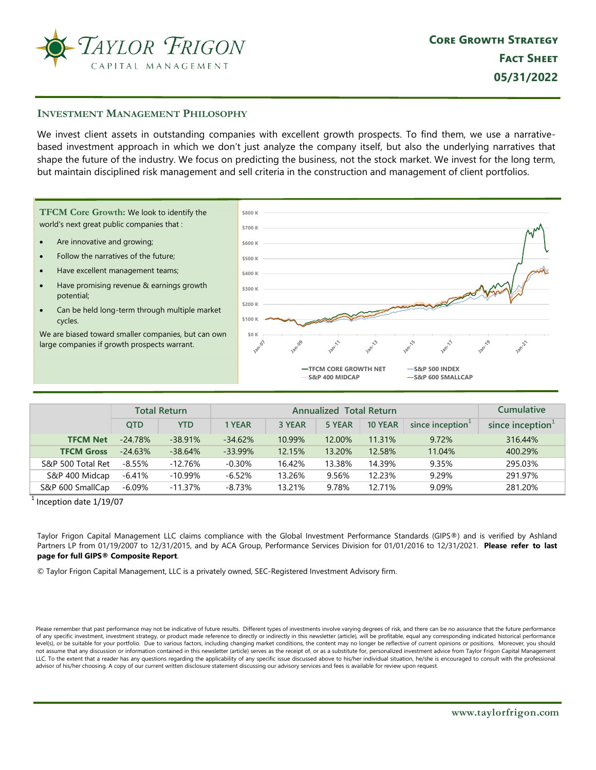# Taylor Frigon Capital Management

**Core Growth Strategy**
**Fact Sheet**
**05/31/2022**

## Investment Management Philosophy

We invest client assets in outstanding companies with excellent growth prospects. To find them, we use a narrative-based investment approach in which we don't just analyze the company itself, but also the underlying narratives that shape the future of the industry. We focus on predicting the business, not the stock market. We invest for the long term, but maintain disciplined risk management and sell criteria in the construction and management of client portfolios.

**TFCM Core Growth:** We look to identify the world's next great public companies that :

- Are innovative and growing;
- Follow the narratives of the future;
- Have excellent management teams;
- Have promising revenue & earnings growth potential;
- Can be held long-term through multiple market cycles.

We are biased toward smaller companies, but can own large companies if growth prospects warrant.

| | Total Return | | Annualized Total Return | | | | | Cumulative |
|---|---|---|---|---|---|---|---|---|
| | QTD | YTD | 1 YEAR | 3 YEAR | 5 YEAR | 10 YEAR | since inception[1] | since inception[1] |
| **TFCM Net** | -24.78% | -38.91% | -34.62% | 10.99% | 12.00% | 11.31% | 9.72% | 316.44% |
| **TFCM Gross** | -24.63% | -38.64% | -33.99% | 12.15% | 13.20% | 12.58% | 11.04% | 400.29% |
| S&P 500 Total Ret | -8.55% | -12.76% | -0.30% | 16.42% | 13.38% | 14.39% | 9.35% | 295.03% |
| S&P 400 Midcap | -6.41% | -10.99% | -6.52% | 13.26% | 9.56% | 12.23% | 9.29% | 291.97% |
| S&P 600 SmallCap | -6.09% | -11.37% | -8.73% | 13.21% | 9.78% | 12.71% | 9.09% | 281.20% |

[1] Inception date 1/19/07

Taylor Frigon Capital Management LLC claims compliance with the Global Investment Performance Standards (GIPS®) and is verified by Ashland Partners LP from 01/19/2007 to 12/31/2015, and by ACA Group, Performance Services Division for 01/01/2016 to 12/31/2021. **Please refer to last page for full GIPS® Composite Report**.

© Taylor Frigon Capital Management, LLC is a privately owned, SEC-Registered Investment Advisory firm.

Please remember that past performance may not be indicative of future results. Different types of investments involve varying degrees of risk, and there can be no assurance that the future performance of any specific investment, investment strategy, or product made reference to directly or indirectly in this newsletter (article), will be profitable, equal any corresponding indicated historical performance level(s), or be suitable for your portfolio. Due to various factors, including changing market conditions, the content may no longer be reflective of current opinions or positions. Moreover, you should not assume that any discussion or information contained in this newsletter (article) serves as the receipt of, or as a substitute for, personalized investment advice from Taylor Frigon Capital Management LLC. To the extent that a reader has any questions regarding the applicability of any specific issue discussed above to his/her individual situation, he/she is encouraged to consult with the professional advisor of his/her choosing. A copy of our current written disclosure statement discussing our advisory services and fees is available for review upon request.

www.taylorfrigon.com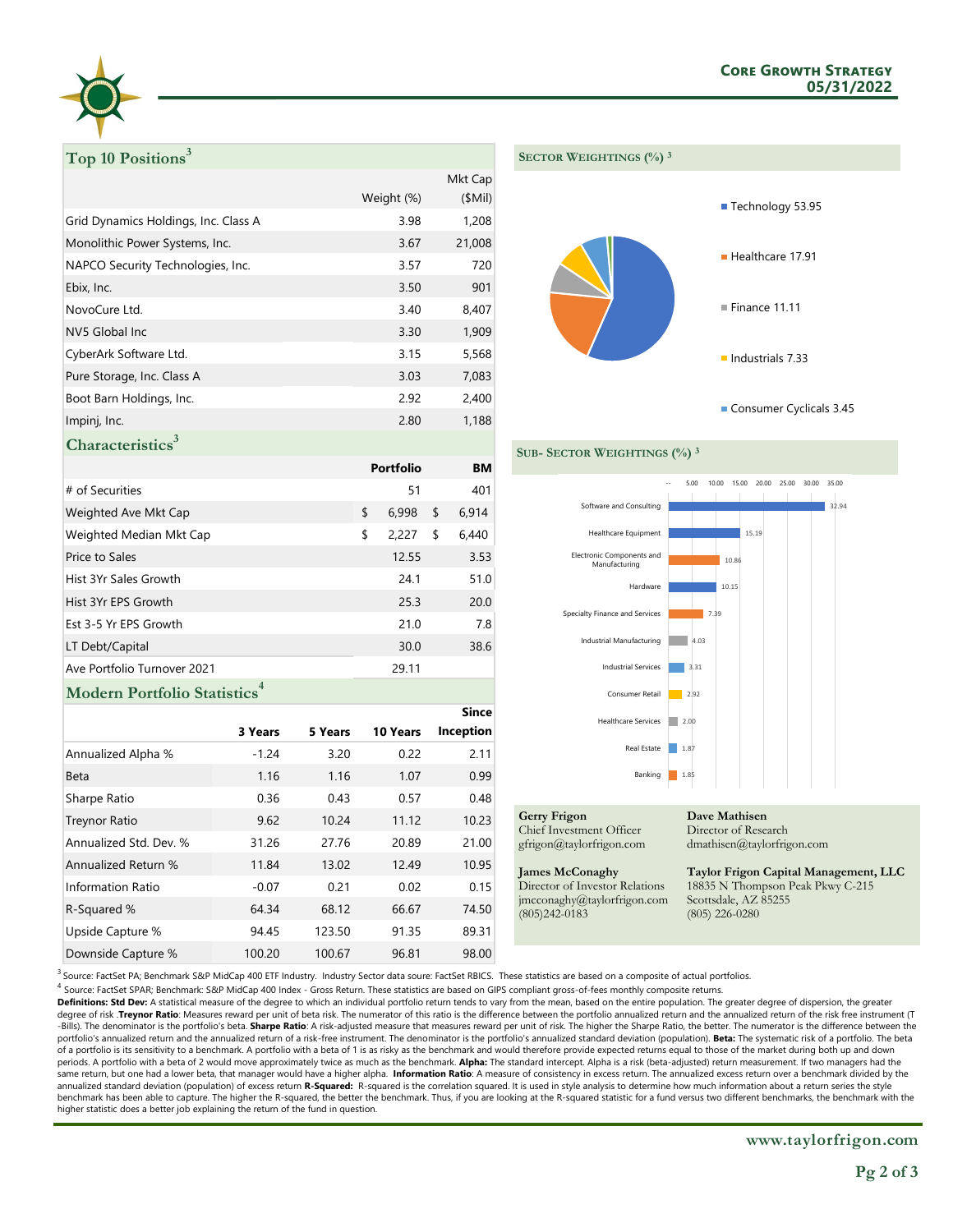# Core Growth Strategy
## 05/31/2022

## Top 10 Positions[3]

| | Weight (%) | Mkt Cap ($Mil) |
|---|---|---|
| Grid Dynamics Holdings, Inc. Class A | 3.98 | 1,208 |
| Monolithic Power Systems, Inc. | 3.67 | 21,008 |
| NAPCO Security Technologies, Inc. | 3.57 | 720 |
| Ebix, Inc. | 3.50 | 901 |
| NovoCure Ltd. | 3.40 | 8,407 |
| NV5 Global Inc | 3.30 | 1,909 |
| CyberArk Software Ltd. | 3.15 | 5,568 |
| Pure Storage, Inc. Class A | 3.03 | 7,083 |
| Boot Barn Holdings, Inc. | 2.92 | 2,400 |
| Impinj, Inc. | 2.80 | 1,188 |

## Characteristics[3]

| | Portfolio | BM |
|---|---|---|
| # of Securities | 51 | 401 |
| Weighted Ave Mkt Cap | $ 6,998 | $ 6,914 |
| Weighted Median Mkt Cap | $ 2,227 | $ 6,440 |
| Price to Sales | 12.55 | 3.53 |
| Hist 3Yr Sales Growth | 24.1 | 51.0 |
| Hist 3Yr EPS Growth | 25.3 | 20.0 |
| Est 3-5 Yr EPS Growth | 21.0 | 7.8 |
| LT Debt/Capital | 30.0 | 38.6 |
| Ave Portfolio Turnover 2021 | 29.11 | |

## Modern Portfolio Statistics[4]

| | 3 Years | 5 Years | 10 Years | Since Inception |
|---|---|---|---|---|
| Annualized Alpha % | -1.24 | 3.20 | 0.22 | 2.11 |
| Beta | 1.16 | 1.16 | 1.07 | 0.99 |
| Sharpe Ratio | 0.36 | 0.43 | 0.57 | 0.48 |
| Treynor Ratio | 9.62 | 10.24 | 11.12 | 10.23 |
| Annualized Std. Dev. % | 31.26 | 27.76 | 20.89 | 21.00 |
| Annualized Return % | 11.84 | 13.02 | 12.49 | 10.95 |
| Information Ratio | -0.07 | 0.21 | 0.02 | 0.15 |
| R-Squared % | 64.34 | 68.12 | 66.67 | 74.50 |
| Upside Capture % | 94.45 | 123.50 | 91.35 | 89.31 |
| Downside Capture % | 100.20 | 100.67 | 96.81 | 98.00 |

## Sector Weightings (%) [3]

| Sector | Weight (%) |
|---|---|
| Technology | 53.95 |
| Healthcare | 17.91 |
| Finance | 11.11 |
| Industrials | 7.33 |
| Consumer Cyclicals | 3.45 |

## Sub- Sector Weightings (%) [3]

| Sub-Sector | Weight (%) |
|---|---|
| Software and Consulting | 32.94 |
| Healthcare Equipment | 15.19 |
| Electronic Components and Manufacturing | 10.86 |
| Hardware | 10.15 |
| Specialty Finance and Services | 7.39 |
| Industrial Manufacturing | 4.03 |
| Industrial Services | 3.31 |
| Consumer Retail | 2.92 |
| Healthcare Services | 2.00 |
| Real Estate | 1.87 |
| Banking | 1.85 |

**Gerry Frigon**
Chief Investment Officer
gfrigon@taylorfrigon.com

**Dave Mathisen**
Director of Research
dmathisen@taylorfrigon.com

**James McConaghy**
Director of Investor Relations
jmcconaghy@taylorfrigon.com
(805)242-0183

**Taylor Frigon Capital Management, LLC**
18835 N Thompson Peak Pkwy C-215
Scottsdale, AZ 85255
(805) 226-0280

[3] Source: FactSet PA; Benchmark S&P MidCap 400 ETF Industry. Industry Sector data soure: FactSet RBICS. These statistics are based on a composite of actual portfolios.
[4] Source: FactSet SPAR; Benchmark: S&P MidCap 400 Index - Gross Return. These statistics are based on GIPS compliant gross-of-fees monthly composite returns.

**Definitions: Std Dev:** A statistical measure of the degree to which an individual portfolio return tends to vary from the mean, based on the entire population. The greater degree of dispersion, the greater degree of risk .**Treynor Ratio**: Measures reward per unit of beta risk. The numerator of this ratio is the difference between the portfolio annualized return and the annualized return of the risk free instrument (T-Bills). The denominator is the portfolio's beta. **Sharpe Ratio**: A risk-adjusted measure that measures reward per unit of risk. The higher the Sharpe Ratio, the better. The numerator is the difference between the portfolio's annualized return and the annualized return of a risk-free instrument. The denominator is the portfolio's annualized standard deviation (population). **Beta:** The systematic risk of a portfolio. The beta of a portfolio is its sensitivity to a benchmark. A portfolio with a beta of 1 is as risky as the benchmark and would therefore provide expected returns equal to those of the market during both up and down periods. A portfolio with a beta of 2 would move approximately twice as much as the benchmark. **Alpha:** The standard intercept. Alpha is a risk (beta-adjusted) return measurement. If two managers had the same return, but one had a lower beta, that manager would have a higher alpha. **Information Ratio**: A measure of consistency in excess return. The annualized excess return over a benchmark divided by the annualized standard deviation (population) of excess return **R-Squared:** R-squared is the correlation squared. It is used in style analysis to determine how much information about a return series the style benchmark has been able to capture. The higher the R-squared, the better the benchmark. Thus, if you are looking at the R-squared statistic for a fund versus two different benchmarks, the benchmark with the higher statistic does a better job explaining the return of the fund in question.

www.taylorfrigon.com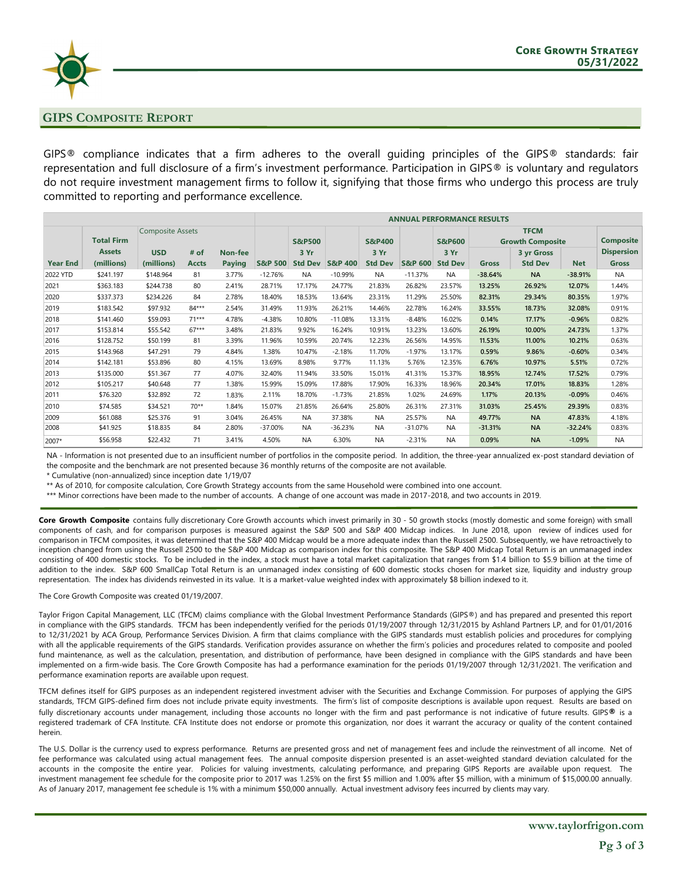**Core Growth Strategy**
**05/31/2022**

## GIPS Composite Report

GIPS® compliance indicates that a firm adheres to the overall guiding principles of the GIPS® standards: fair representation and full disclosure of a firm's investment performance. Participation in GIPS® is voluntary and regulators do not require investment management firms to follow it, signifying that those firms who undergo this process are truly committed to reporting and performance excellence.

| | | | | | ANNUAL PERFORMANCE RESULTS | | | | | | | | | | |
|---|---|---|---|---|---|---|---|---|---|---|---|---|---|---|---|
| | | Composite Assets | | | | | | | | | | TFCM Growth Composite | | | |
| Year End | Total Firm Assets (millions) | USD (millions) | # of Accts | Non-fee Paying | S&P 500 | S&P500 3 Yr Std Dev | S&P 400 | S&P400 3 Yr Std Dev | S&P 600 | S&P600 3 Yr Std Dev | Gross | 3 yr Gross Std Dev | Net | Composite Dispersion Gross |
| 2022 YTD | $241.197 | $148.964 | 81 | 3.77% | -12.76% | NA | -10.99% | NA | -11.37% | NA | -38.64% | NA | -38.91% | NA |
| 2021 | $363.183 | $244.738 | 80 | 2.41% | 28.71% | 17.17% | 24.77% | 21.83% | 26.82% | 23.57% | 13.25% | 26.92% | 12.07% | 1.44% |
| 2020 | $337.373 | $234.226 | 84 | 2.78% | 18.40% | 18.53% | 13.64% | 23.31% | 11.29% | 25.50% | 82.31% | 29.34% | 80.35% | 1.97% |
| 2019 | $183.542 | $97.932 | 84*** | 2.54% | 31.49% | 11.93% | 26.21% | 14.46% | 22.78% | 16.24% | 33.55% | 18.73% | 32.08% | 0.91% |
| 2018 | $141.460 | $59.093 | 71*** | 4.78% | -4.38% | 10.80% | -11.08% | 13.31% | -8.48% | 16.02% | 0.14% | 17.17% | -0.96% | 0.82% |
| 2017 | $153.814 | $55.542 | 67*** | 3.48% | 21.83% | 9.92% | 16.24% | 10.91% | 13.23% | 13.60% | 26.19% | 10.00% | 24.73% | 1.37% |
| 2016 | $128.752 | $50.199 | 81 | 3.39% | 11.96% | 10.59% | 20.74% | 12.23% | 26.56% | 14.95% | 11.53% | 11.00% | 10.21% | 0.63% |
| 2015 | $143.968 | $47.291 | 79 | 4.84% | 1.38% | 10.47% | -2.18% | 11.70% | -1.97% | 13.17% | 0.59% | 9.86% | -0.60% | 0.34% |
| 2014 | $142.181 | $53.896 | 80 | 4.15% | 13.69% | 8.98% | 9.77% | 11.13% | 5.76% | 12.35% | 6.76% | 10.97% | 5.51% | 0.72% |
| 2013 | $135.000 | $51.367 | 77 | 4.07% | 32.40% | 11.94% | 33.50% | 15.01% | 41.31% | 15.37% | 18.95% | 12.74% | 17.52% | 0.79% |
| 2012 | $105.217 | $40.648 | 77 | 1.38% | 15.99% | 15.09% | 17.88% | 17.90% | 16.33% | 18.96% | 20.34% | 17.01% | 18.83% | 1.28% |
| 2011 | $76.320 | $32.892 | 72 | 1.83% | 2.11% | 18.70% | -1.73% | 21.85% | 1.02% | 24.69% | 1.17% | 20.13% | -0.09% | 0.46% |
| 2010 | $74.585 | $34.521 | 70** | 1.84% | 15.07% | 21.85% | 26.64% | 25.80% | 26.31% | 27.31% | 31.03% | 25.45% | 29.39% | 0.83% |
| 2009 | $61.088 | $25.376 | 91 | 3.04% | 26.45% | NA | 37.38% | NA | 25.57% | NA | 49.77% | NA | 47.83% | 4.18% |
| 2008 | $41.925 | $18.835 | 84 | 2.80% | -37.00% | NA | -36.23% | NA | -31.07% | NA | -31.31% | NA | -32.24% | 0.83% |
| 2007* | $56.958 | $22.432 | 71 | 3.41% | 4.50% | NA | 6.30% | NA | -2.31% | NA | 0.09% | NA | -1.09% | NA |

NA - Information is not presented due to an insufficient number of portfolios in the composite period. In addition, the three-year annualized ex-post standard deviation of the composite and the benchmark are not presented because 36 monthly returns of the composite are not available.

* Cumulative (non-annualized) since inception date 1/19/07

** As of 2010, for composite calculation, Core Growth Strategy accounts from the same Household were combined into one account.

*** Minor corrections have been made to the number of accounts. A change of one account was made in 2017-2018, and two accounts in 2019.

**Core Growth Composite** contains fully discretionary Core Growth accounts which invest primarily in 30 - 50 growth stocks (mostly domestic and some foreign) with small components of cash, and for comparison purposes is measured against the S&P 500 and S&P 400 Midcap indices. In June 2018, upon review of indices used for comparison in TFCM composites, it was determined that the S&P 400 Midcap would be a more adequate index than the Russell 2500. Subsequently, we have retroactively to inception changed from using the Russell 2500 to the S&P 400 Midcap as comparison index for this composite. The S&P 400 Midcap Total Return is an unmanaged index consisting of 400 domestic stocks. To be included in the index, a stock must have a total market capitalization that ranges from $1.4 billion to $5.9 billion at the time of addition to the index. S&P 600 SmallCap Total Return is an unmanaged index consisting of 600 domestic stocks chosen for market size, liquidity and industry group representation. The index has dividends reinvested in its value. It is a market-value weighted index with approximately $8 billion indexed to it.

The Core Growth Composite was created 01/19/2007.

Taylor Frigon Capital Management, LLC (TFCM) claims compliance with the Global Investment Performance Standards (GIPS®) and has prepared and presented this report in compliance with the GIPS standards. TFCM has been independently verified for the periods 01/19/2007 through 12/31/2015 by Ashland Partners LP, and for 01/01/2016 to 12/31/2021 by ACA Group, Performance Services Division. A firm that claims compliance with the GIPS standards must establish policies and procedures for complying with all the applicable requirements of the GIPS standards. Verification provides assurance on whether the firm's policies and procedures related to composite and pooled fund maintenance, as well as the calculation, presentation, and distribution of performance, have been designed in compliance with the GIPS standards and have been implemented on a firm-wide basis. The Core Growth Composite has had a performance examination for the periods 01/19/2007 through 12/31/2021. The verification and performance examination reports are available upon request.

TFCM defines itself for GIPS purposes as an independent registered investment adviser with the Securities and Exchange Commission. For purposes of applying the GIPS standards, TFCM GIPS-defined firm does not include private equity investments. The firm's list of composite descriptions is available upon request. Results are based on fully discretionary accounts under management, including those accounts no longer with the firm and past performance is not indicative of future results. GIPS® is a registered trademark of CFA Institute. CFA Institute does not endorse or promote this organization, nor does it warrant the accuracy or quality of the content contained herein.

The U.S. Dollar is the currency used to express performance. Returns are presented gross and net of management fees and include the reinvestment of all income. Net of fee performance was calculated using actual management fees. The annual composite dispersion presented is an asset-weighted standard deviation calculated for the accounts in the composite the entire year. Policies for valuing investments, calculating performance, and preparing GIPS Reports are available upon request. The investment management fee schedule for the composite prior to 2017 was 1.25% on the first $5 million and 1.00% after $5 million, with a minimum of $15,000.00 annually. As of January 2017, management fee schedule is 1% with a minimum $50,000 annually. Actual investment advisory fees incurred by clients may vary.

www.taylorfrigon.com